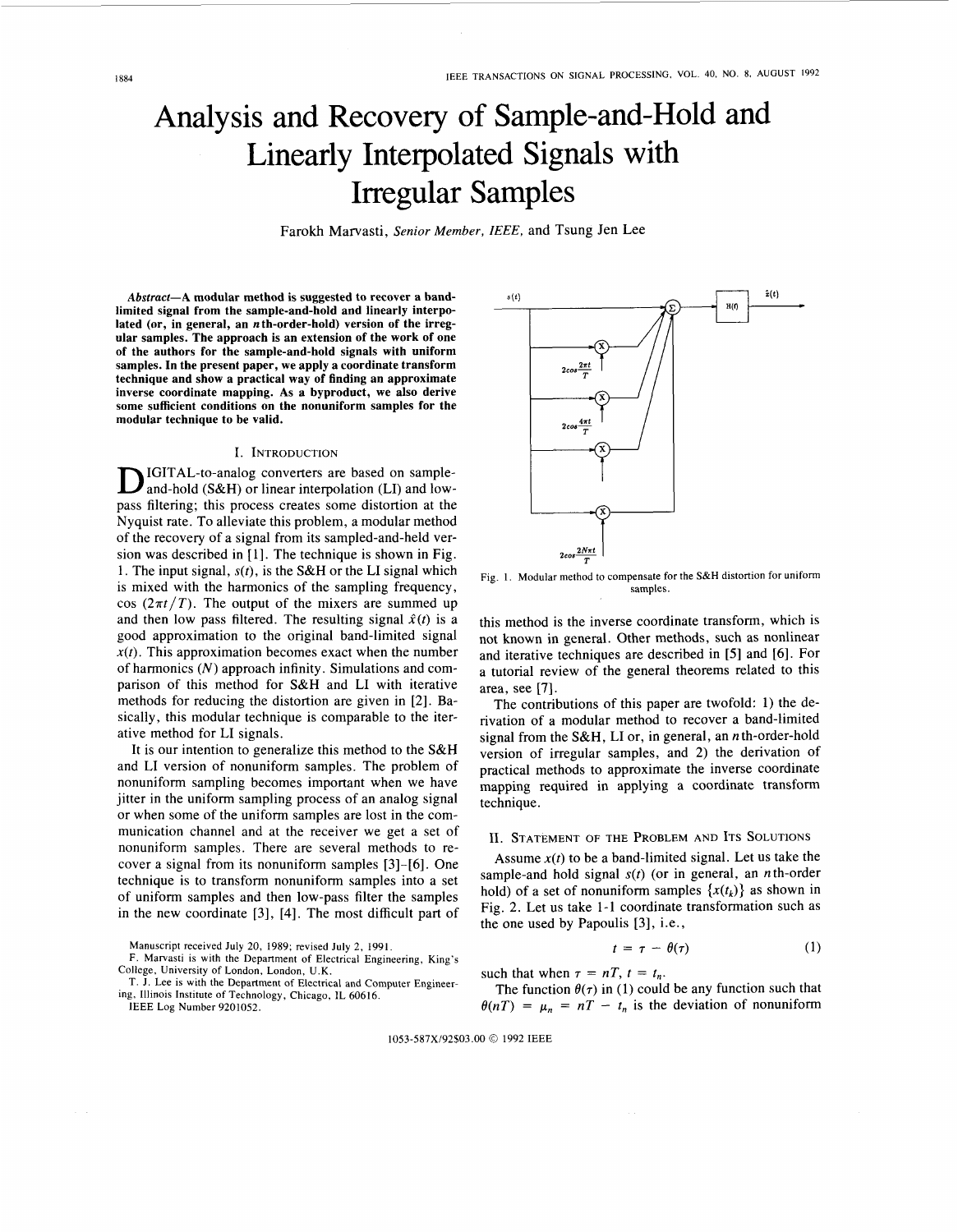# Analysis and Recovery of Sample-and-Hold and Linearly Interpolated Signals with Irregular Samples

Farokh Marvasti, *Senior Member, IEEE*, and Tsung Jen Lee

***Abstract*—A modular method is suggested to recover a band-limited signal from the sample-and-hold and linearly interpolated (or, in general, an $n$th-order-hold) version of the irregular samples. The approach is an extension of the work of one of the authors for the sample-and-hold signals with uniform samples. In the present paper, we apply a coordinate transform technique and show a practical way of finding an approximate inverse coordinate mapping. As a byproduct, we also derive some sufficient conditions on the nonuniform samples for the modular technique to be valid.**

## I. Introduction

Digital-to-analog converters are based on sample-and-hold (S&H) or linear interpolation (LI) and low-pass filtering; this process creates some distortion at the Nyquist rate. To alleviate this problem, a modular method of the recovery of a signal from its sampled-and-held version was described in [1]. The technique is shown in Fig. 1. The input signal, $s(t)$, is the S&H or the LI signal which is mixed with the harmonics of the sampling frequency, $\cos(2\pi t/T)$. The output of the mixers are summed up and then low pass filtered. The resulting signal $\hat{x}(t)$ is a good approximation to the original band-limited signal $x(t)$. This approximation becomes exact when the number of harmonics ($N$) approach infinity. Simulations and comparison of this method for S&H and LI with iterative methods for reducing the distortion are given in [2]. Basically, this modular technique is comparable to the iterative method for LI signals.

It is our intention to generalize this method to the S&H and LI version of nonuniform samples. The problem of nonuniform sampling becomes important when we have jitter in the uniform sampling process of an analog signal or when some of the uniform samples are lost in the communication channel and at the receiver we get a set of nonuniform samples. There are several methods to recover a signal from its nonuniform samples [3]–[6]. One technique is to transform nonuniform samples into a set of uniform samples and then low-pass filter the samples in the new coordinate [3], [4]. The most difficult part of this method is the inverse coordinate transform, which is not known in general. Other methods, such as nonlinear and iterative techniques are described in [5] and [6]. For a tutorial review of the general theorems related to this area, see [7].

Manuscript received July 20, 1989; revised July 2, 1991.

F. Marvasti is with the Department of Electrical Engineering, King's College, University of London, London, U.K.

T. J. Lee is with the Department of Electrical and Computer Engineering, Illinois Institute of Technology, Chicago, IL 60616.

IEEE Log Number 9201052.

$s(t)$

$\Sigma$

$H(f)$

$\hat{x}(t)$

$2\cos\frac{2\pi t}{T}$

$2\cos\frac{4\pi t}{T}$

$2\cos\frac{2N\pi t}{T}$

Fig. 1. Modular method to compensate for the S&H distortion for uniform samples.

The contributions of this paper are twofold: 1) the derivation of a modular method to recover a band-limited signal from the S&H, LI or, in general, an $n$th-order-hold version of irregular samples, and 2) the derivation of practical methods to approximate the inverse coordinate mapping required in applying a coordinate transform technique.

## II. Statement of the Problem and Its Solutions

Assume $x(t)$ to be a band-limited signal. Let us take the sample-and hold signal $s(t)$ (or in general, an $n$th-order hold) of a set of nonuniform samples $\{x(t_k)\}$ as shown in Fig. 2. Let us take 1-1 coordinate transformation such as the one used by Papoulis [3], i.e.,

$$t = \tau - \theta(\tau) \tag{1}$$

such that when $\tau = nT$, $t = t_n$.

The function $\theta(\tau)$ in (1) could be any function such that $\theta(nT) = \mu_n = nT - t_n$ is the deviation of nonuniform

1053-587X/92$03.00 © 1992 IEEE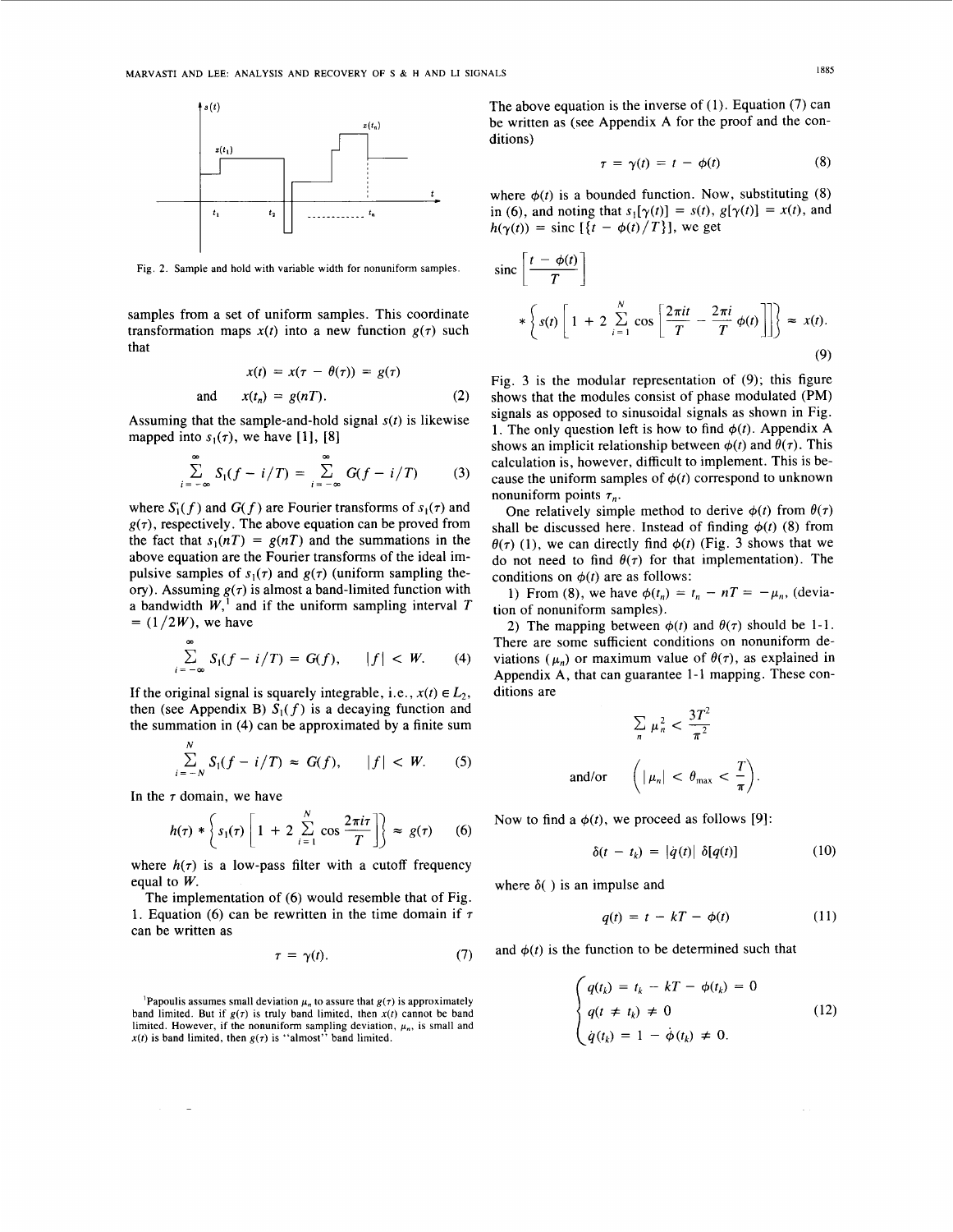s(t)

z(t_1)

z(t_n)

t_1 t_2 t_n t

Fig. 2. Sample and hold with variable width for nonuniform samples.

samples from a set of uniform samples. This coordinate transformation maps $x(t)$ into a new function $g(\tau)$ such that

$$x(t) = x(\tau - \theta(\tau)) = g(\tau)$$
$$\text{and} \quad x(t_n) = g(nT). \tag{2}$$

Assuming that the sample-and-hold signal $s(t)$ is likewise mapped into $s_1(\tau)$, we have [1], [8]

$$\sum_{i=-\infty}^{\infty} S_1(f - i/T) = \sum_{i=-\infty}^{\infty} G(f - i/T) \tag{3}$$

where $S_1(f)$ and $G(f)$ are Fourier transforms of $s_1(\tau)$ and $g(\tau)$, respectively. The above equation can be proved from the fact that $s_1(nT) = g(nT)$ and the summations in the above equation are the Fourier transforms of the ideal impulsive samples of $s_1(\tau)$ and $g(\tau)$ (uniform sampling theory). Assuming $g(\tau)$ is almost a band-limited function with a bandwidth $W$,[1] and if the uniform sampling interval $T = (1/2W)$, we have

$$\sum_{i=-\infty}^{\infty} S_1(f - i/T) = G(f), \qquad |f| < W. \tag{4}$$

If the original signal is squarely integrable, i.e., $x(t) \in L_2$, then (see Appendix B) $S_1(f)$ is a decaying function and the summation in (4) can be approximated by a finite sum

$$\sum_{i=-N}^{N} S_1(f - i/T) \approx G(f), \qquad |f| < W. \tag{5}$$

In the $\tau$ domain, we have

$$h(\tau) * \left\{ s_1(\tau) \left[ 1 + 2 \sum_{i=1}^{N} \cos \frac{2\pi i \tau}{T} \right] \right\} \approx g(\tau) \tag{6}$$

where $h(\tau)$ is a low-pass filter with a cutoff frequency equal to $W$.

The implementation of (6) would resemble that of Fig. 1. Equation (6) can be rewritten in the time domain if $\tau$ can be written as

$$\tau = \gamma(t). \tag{7}$$

[1] Papoulis assumes small deviation $\mu_n$ to assure that $g(\tau)$ is approximately band limited. But if $g(\tau)$ is truly band limited, then $x(t)$ cannot be band limited. However, if the nonuniform sampling deviation, $\mu_n$, is small and $x(t)$ is band limited, then $g(\tau)$ is "almost" band limited.

The above equation is the inverse of (1). Equation (7) can be written as (see Appendix A for the proof and the conditions)

$$\tau = \gamma(t) = t - \phi(t) \tag{8}$$

where $\phi(t)$ is a bounded function. Now, substituting (8) in (6), and noting that $s_1[\gamma(t)] = s(t)$, $g[\gamma(t)] = x(t)$, and $h(\gamma(t)) = \text{sinc}\,[\{t - \phi(t)/T\}]$, we get

$$\text{sinc}\left[\frac{t - \phi(t)}{T}\right] * \left\{ s(t) \left[ 1 + 2 \sum_{i=1}^{N} \cos\left[\frac{2\pi i t}{T} - \frac{2\pi i}{T}\phi(t)\right]\right]\right\} \approx x(t). \tag{9}$$

Fig. 3 is the modular representation of (9); this figure shows that the modules consist of phase modulated (PM) signals as opposed to sinusoidal signals as shown in Fig. 1. The only question left is how to find $\phi(t)$. Appendix A shows an implicit relationship between $\phi(t)$ and $\theta(\tau)$. This calculation is, however, difficult to implement. This is because the uniform samples of $\phi(t)$ correspond to unknown nonuniform points $\tau_n$.

One relatively simple method to derive $\phi(t)$ from $\theta(\tau)$ shall be discussed here. Instead of finding $\phi(t)$ (8) from $\theta(\tau)$ (1), we can directly find $\phi(t)$ (Fig. 3 shows that we do not need to find $\theta(\tau)$ for that implementation). The conditions on $\phi(t)$ are as follows:

1) From (8), we have $\phi(t_n) = t_n - nT = -\mu_n$, (deviation of nonuniform samples).

2) The mapping between $\phi(t)$ and $\theta(\tau)$ should be 1-1. There are some sufficient conditions on nonuniform deviations ($\mu_n$) or maximum value of $\theta(\tau)$, as explained in Appendix A, that can guarantee 1-1 mapping. These conditions are

$$\sum_n \mu_n^2 < \frac{3T^2}{\pi^2}$$

$$\text{and/or} \qquad \left( |\mu_n| < \theta_{\max} < \frac{T}{\pi} \right).$$

Now to find a $\phi(t)$, we proceed as follows [9]:

$$\delta(t - t_k) = |\dot{q}(t)|\, \delta[q(t)] \tag{10}$$

where $\delta(\ )$ is an impulse and

$$q(t) = t - kT - \phi(t) \tag{11}$$

and $\phi(t)$ is the function to be determined such that

$$\begin{cases} q(t_k) = t_k - kT - \phi(t_k) = 0 \\ q(t \neq t_k) \neq 0 \\ \dot{q}(t_k) = 1 - \dot{\phi}(t_k) \neq 0. \end{cases} \tag{12}$$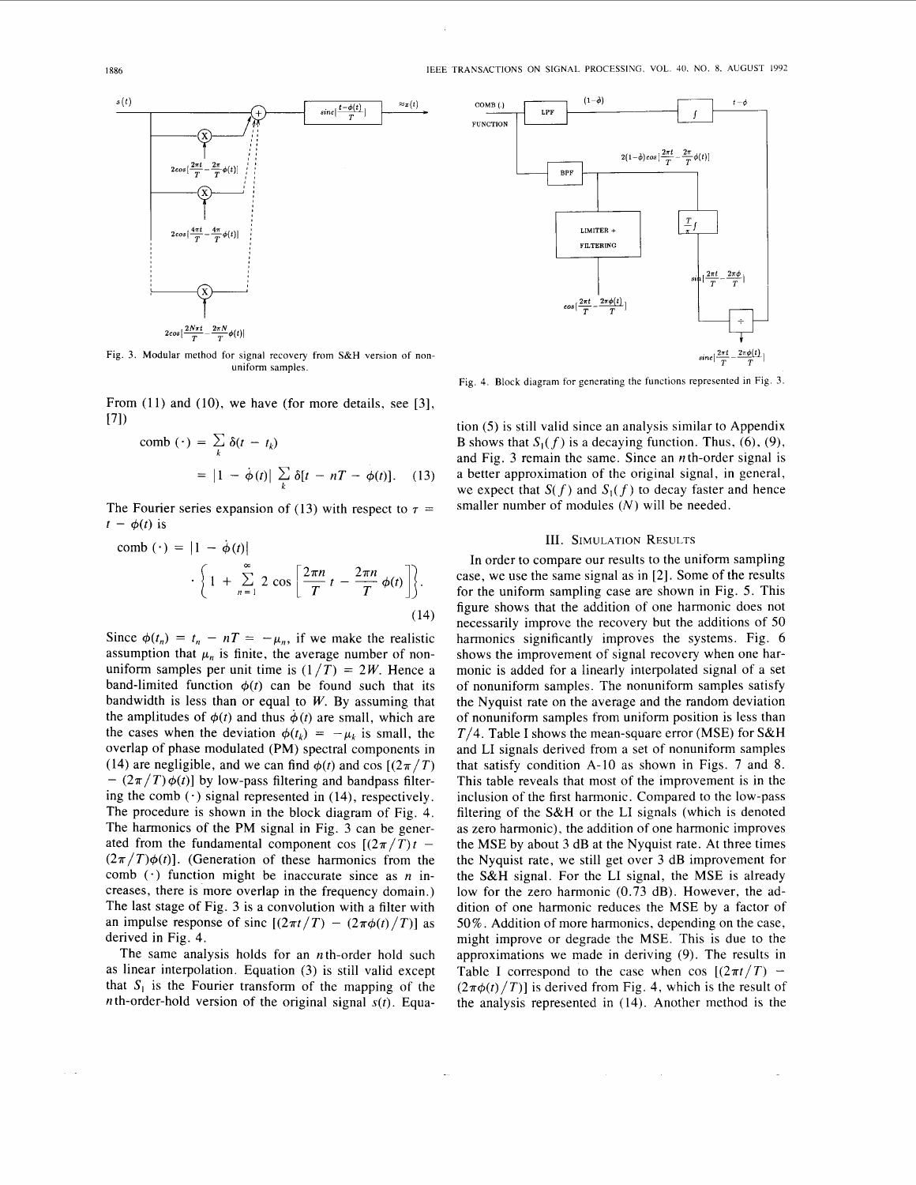Fig. 3. Modular method for signal recovery from S&H version of nonuniform samples.

COMB (·) FUNCTION

LPF

$(1-\dot{\phi})$

$\int$

$t-\phi$

$2(1-\dot{\phi})\cos[\frac{2\pi t}{T} - \frac{2\pi}{T}\phi(t)]$

BPF

LIMITER + FILTERING

$\frac{T}{\pi}\int$

$\sin[\frac{2\pi t}{T} - \frac{2\pi\phi}{T}]$

$\cos[\frac{2\pi t}{T} - \frac{2\pi\phi(t)}{T}]$

$\div$

$\mathrm{sinc}[\frac{2\pi t}{T} - \frac{2\pi\phi(t)}{T}]$

Fig. 4. Block diagram for generating the functions represented in Fig. 3.

From (11) and (10), we have (for more details, see [3], [7])

$$\begin{aligned} \mathrm{comb}\,(\cdot) &= \sum_k \delta(t - t_k) \\ &= |1 - \dot{\phi}(t)| \sum_k \delta[t - nT - \phi(t)]. \quad (13) \end{aligned}$$

The Fourier series expansion of (13) with respect to $\tau = t - \phi(t)$ is

$$\mathrm{comb}\,(\cdot) = |1 - \dot{\phi}(t)| \cdot \left\{ 1 + \sum_{n=1}^{\infty} 2 \cos\left[\frac{2\pi n}{T} t - \frac{2\pi n}{T} \phi(t)\right] \right\}. \quad (14)$$

Since $\phi(t_n) = t_n - nT = -\mu_n$, if we make the realistic assumption that $\mu_n$ is finite, the average number of nonuniform samples per unit time is $(1/T) = 2W$. Hence a band-limited function $\phi(t)$ can be found such that its bandwidth is less than or equal to $W$. By assuming that the amplitudes of $\phi(t)$ and thus $\dot{\phi}(t)$ are small, which are the cases when the deviation $\phi(t_k) = -\mu_k$ is small, the overlap of phase modulated (PM) spectral components in (14) are negligible, and we can find $\phi(t)$ and $\cos[(2\pi/T) - (2\pi/T)\phi(t)]$ by low-pass filtering and bandpass filtering the comb (·) signal represented in (14), respectively. The procedure is shown in the block diagram of Fig. 4. The harmonics of the PM signal in Fig. 3 can be generated from the fundamental component $\cos[(2\pi/T)t - (2\pi/T)\phi(t)]$. (Generation of these harmonics from the comb (·) function might be inaccurate since as $n$ increases, there is more overlap in the frequency domain.) The last stage of Fig. 3 is a convolution with a filter with an impulse response of sinc $[(2\pi t/T) - (2\pi\phi(t)/T)]$ as derived in Fig. 4.

The same analysis holds for an $n$th-order hold such as linear interpolation. Equation (3) is still valid except that $S_1$ is the Fourier transform of the mapping of the $n$th-order-hold version of the original signal $s(t)$. Equation (5) is still valid since an analysis similar to Appendix B shows that $S_1(f)$ is a decaying function. Thus, (6), (9), and Fig. 3 remain the same. Since an $n$th-order signal is a better approximation of the original signal, in general, we expect that $S(f)$ and $S_1(f)$ to decay faster and hence smaller number of modules ($N$) will be needed.

## III. Simulation Results

In order to compare our results to the uniform sampling case, we use the same signal as in [2]. Some of the results for the uniform sampling case are shown in Fig. 5. This figure shows that the addition of one harmonic does not necessarily improve the recovery but the additions of 50 harmonics significantly improves the systems. Fig. 6 shows the improvement of signal recovery when one harmonic is added for a linearly interpolated signal of a set of nonuniform samples. The nonuniform samples satisfy the Nyquist rate on the average and the random deviation of nonuniform samples from uniform position is less than $T/4$. Table I shows the mean-square error (MSE) for S&H and LI signals derived from a set of nonuniform samples that satisfy condition A-10 as shown in Figs. 7 and 8. This table reveals that most of the improvement is in the inclusion of the first harmonic. Compared to the low-pass filtering of the S&H or the LI signals (which is denoted as zero harmonic), the addition of one harmonic improves the MSE by about 3 dB at the Nyquist rate. At three times the Nyquist rate, we still get over 3 dB improvement for the S&H signal. For the LI signal, the MSE is already low for the zero harmonic (0.73 dB). However, the addition of one harmonic reduces the MSE by a factor of 50%. Addition of more harmonics, depending on the case, might improve or degrade the MSE. This is due to the approximations we made in deriving (9). The results in Table I correspond to the case when $\cos[(2\pi t/T) - (2\pi\phi(t)/T)]$ is derived from Fig. 4, which is the result of the analysis represented in (14). Another method is the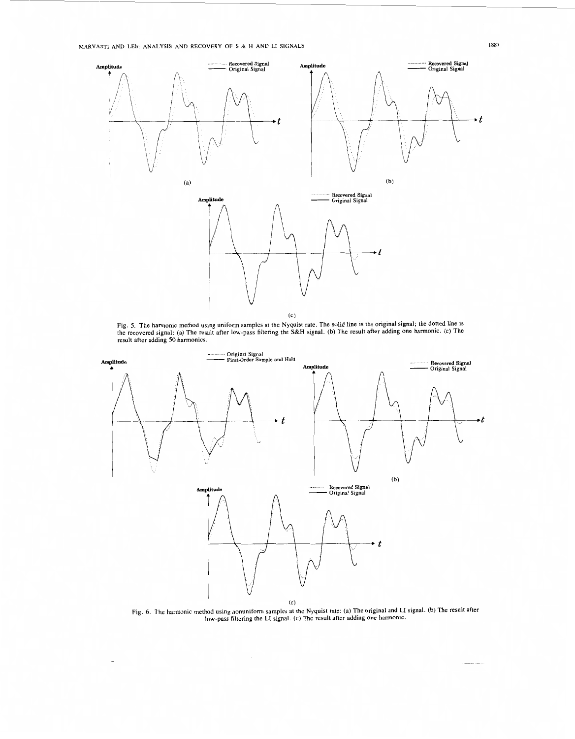Amplitude

Recovered Signal
Original Signal

t

(a)

Amplitude

Recovered Signal
Original Signal

t

(b)

Amplitude

Recovered Signal
Original Signal

t

(c)

Fig. 5. The harmonic method using uniform samples at the Nyquist rate. The solid line is the original signal; the dotted line is the recovered signal: (a) The result after low-pass filtering the S&H signal. (b) The result after adding one harmonic. (c) The result after adding 50 harmonics.

Amplitude

Original Signal
First-Order Sample and Hold

t

Amplitude

Recovered Signal
Original Signal

t

(b)

Amplitude

Recovered Signal
Original Signal

t

(c)

Fig. 6. The harmonic method using nonuniform samples at the Nyquist rate: (a) The original and LI signal. (b) The result after low-pass filtering the LI signal. (c) The result after adding one harmonic.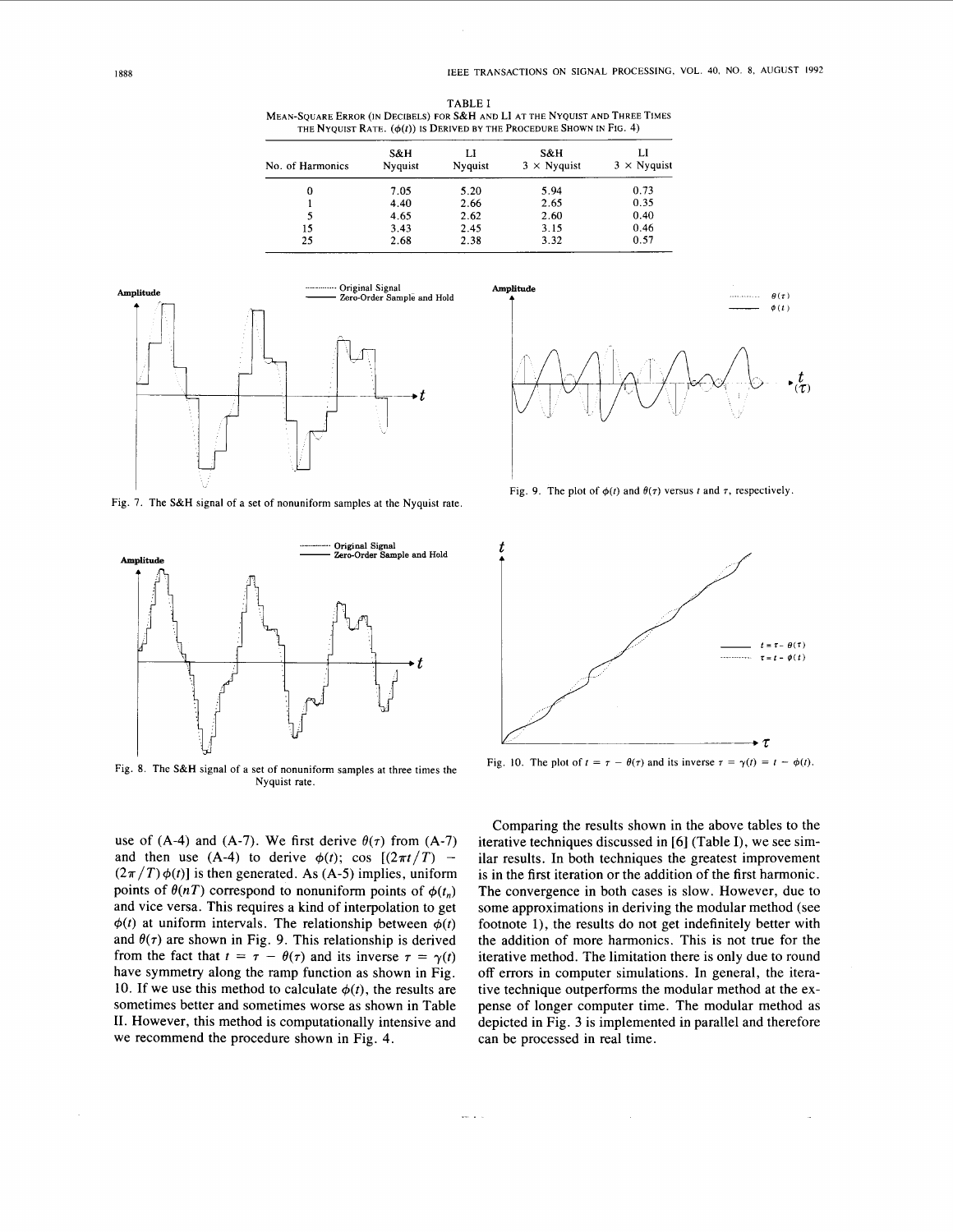TABLE I

MEAN-SQUARE ERROR (IN DECIBELS) FOR S&H AND LI AT THE NYQUIST AND THREE TIMES THE NYQUIST RATE. ($\phi(t)$) IS DERIVED BY THE PROCEDURE SHOWN IN FIG. 4)

| No. of Harmonics | S&H Nyquist | LI Nyquist | S&H 3 × Nyquist | LI 3 × Nyquist |
|---|---|---|---|---|
| 0 | 7.05 | 5.20 | 5.94 | 0.73 |
| 1 | 4.40 | 2.66 | 2.65 | 0.35 |
| 5 | 4.65 | 2.62 | 2.60 | 0.40 |
| 15 | 3.43 | 2.45 | 3.15 | 0.46 |
| 25 | 2.68 | 2.38 | 3.32 | 0.57 |

Amplitude

Original Signal

Zero-Order Sample and Hold

$t$

Fig. 7. The S&H signal of a set of nonuniform samples at the Nyquist rate.

Amplitude

Original Signal

Zero-Order Sample and Hold

$t$

Fig. 8. The S&H signal of a set of nonuniform samples at three times the Nyquist rate.

Amplitude

$\theta(\tau)$

$\phi(t)$

$t$ $(\tau)$

Fig. 9. The plot of $\phi(t)$ and $\theta(\tau)$ versus $t$ and $\tau$, respectively.

$t$

$t = \tau - \theta(\tau)$

$\tau = t - \phi(t)$

$\tau$

Fig. 10. The plot of $t = \tau - \theta(\tau)$ and its inverse $\tau = \gamma(t) = t - \phi(t)$.

use of (A-4) and (A-7). We first derive $\theta(\tau)$ from (A-7) and then use (A-4) to derive $\phi(t)$; $\cos[(2\pi t/T) - (2\pi/T)\phi(t)]$ is then generated. As (A-5) implies, uniform points of $\theta(nT)$ correspond to nonuniform points of $\phi(t_n)$ and vice versa. This requires a kind of interpolation to get $\phi(t)$ at uniform intervals. The relationship between $\phi(t)$ and $\theta(\tau)$ are shown in Fig. 9. This relationship is derived from the fact that $t = \tau - \theta(\tau)$ and its inverse $\tau = \gamma(t)$ have symmetry along the ramp function as shown in Fig. 10. If we use this method to calculate $\phi(t)$, the results are sometimes better and sometimes worse as shown in Table II. However, this method is computationally intensive and we recommend the procedure shown in Fig. 4.

Comparing the results shown in the above tables to the iterative techniques discussed in [6] (Table I), we see similar results. In both techniques the greatest improvement is in the first iteration or the addition of the first harmonic. The convergence in both cases is slow. However, due to some approximations in deriving the modular method (see footnote 1), the results do not get indefinitely better with the addition of more harmonics. This is not true for the iterative method. The limitation there is only due to round off errors in computer simulations. In general, the iterative technique outperforms the modular method at the expense of longer computer time. The modular method as depicted in Fig. 3 is implemented in parallel and therefore can be processed in real time.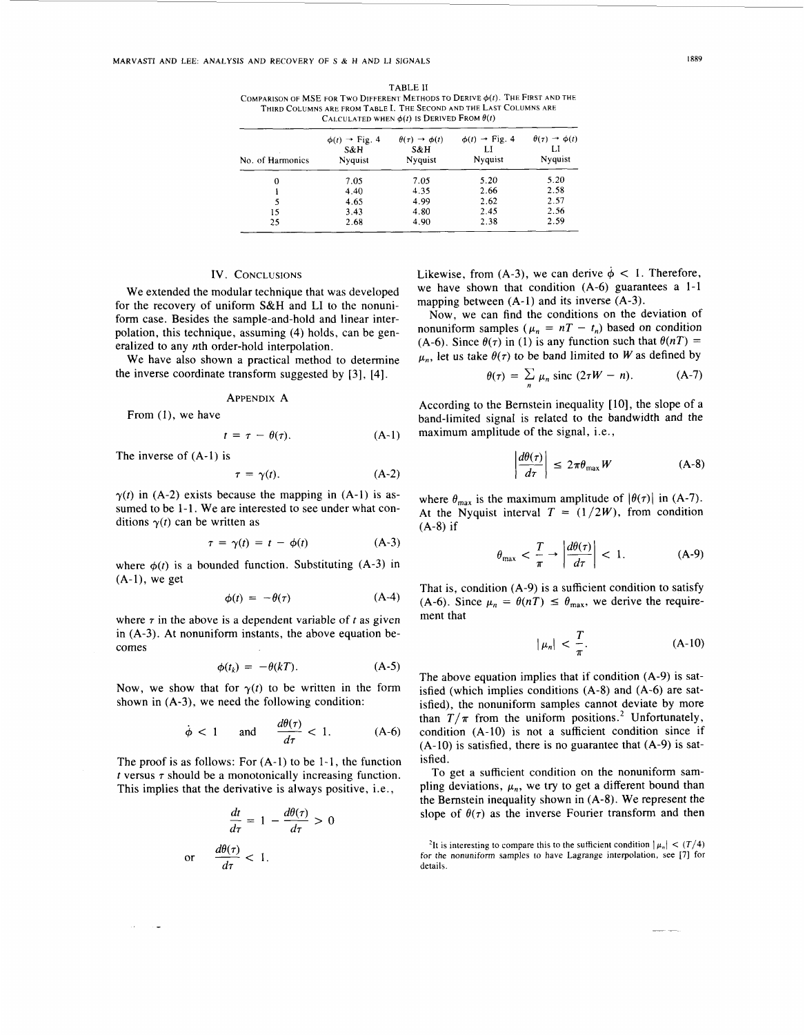TABLE II

COMPARISON OF MSE FOR TWO DIFFERENT METHODS TO DERIVE $\phi(t)$. THE FIRST AND THE THIRD COLUMNS ARE FROM TABLE I. THE SECOND AND THE LAST COLUMNS ARE CALCULATED WHEN $\phi(t)$ IS DERIVED FROM $\theta(t)$

| No. of Harmonics | $\phi(t) \rightarrow$ Fig. 4 S&H Nyquist | $\theta(\tau) \rightarrow \phi(t)$ S&H Nyquist | $\phi(t) \rightarrow$ Fig. 4 LI Nyquist | $\theta(\tau) \rightarrow \phi(t)$ LI Nyquist |
|---|---|---|---|---|
| 0 | 7.05 | 7.05 | 5.20 | 5.20 |
| 1 | 4.40 | 4.35 | 2.66 | 2.58 |
| 5 | 4.65 | 4.99 | 2.62 | 2.57 |
| 15 | 3.43 | 4.80 | 2.45 | 2.56 |
| 25 | 2.68 | 4.90 | 2.38 | 2.59 |

## IV. Conclusions

We extended the modular technique that was developed for the recovery of uniform S&H and LI to the nonuniform case. Besides the sample-and-hold and linear interpolation, this technique, assuming (4) holds, can be generalized to any $n$th order-hold interpolation.

We have also shown a practical method to determine the inverse coordinate transform suggested by [3], [4].

## Appendix A

From (1), we have

$$t = \tau - \theta(\tau). \tag{A-1}$$

The inverse of (A-1) is

$$\tau = \gamma(t). \tag{A-2}$$

$\gamma(t)$ in (A-2) exists because the mapping in (A-1) is assumed to be 1-1. We are interested to see under what conditions $\gamma(t)$ can be written as

$$\tau = \gamma(t) = t - \phi(t) \tag{A-3}$$

where $\phi(t)$ is a bounded function. Substituting (A-3) in (A-1), we get

$$\phi(t) = -\theta(\tau) \tag{A-4}$$

where $\tau$ in the above is a dependent variable of $t$ as given in (A-3). At nonuniform instants, the above equation becomes

$$\phi(t_k) = -\theta(kT). \tag{A-5}$$

Now, we show that for $\gamma(t)$ to be written in the form shown in (A-3), we need the following condition:

$$\dot{\phi} < 1 \quad \text{and} \quad \frac{d\theta(\tau)}{d\tau} < 1. \tag{A-6}$$

The proof is as follows: For (A-1) to be 1-1, the function $t$ versus $\tau$ should be a monotonically increasing function. This implies that the derivative is always positive, i.e.,

$$\frac{dt}{d\tau} = 1 - \frac{d\theta(\tau)}{d\tau} > 0$$

$$\text{or} \quad \frac{d\theta(\tau)}{d\tau} < 1.$$

Likewise, from (A-3), we can derive $\dot{\phi} < 1$. Therefore, we have shown that condition (A-6) guarantees a 1-1 mapping between (A-1) and its inverse (A-3).

Now, we can find the conditions on the deviation of nonuniform samples ($\mu_n = nT - t_n$) based on condition (A-6). Since $\theta(\tau)$ in (1) is any function such that $\theta(nT) = \mu_n$, let us take $\theta(\tau)$ to be band limited to $W$ as defined by

$$\theta(\tau) = \sum_n \mu_n \operatorname{sinc}(2\tau W - n). \tag{A-7}$$

According to the Bernstein inequality [10], the slope of a band-limited signal is related to the bandwidth and the maximum amplitude of the signal, i.e.,

$$\left| \frac{d\theta(\tau)}{d\tau} \right| \leq 2\pi\theta_{\max} W \tag{A-8}$$

where $\theta_{\max}$ is the maximum amplitude of $|\theta(\tau)|$ in (A-7). At the Nyquist interval $T = (1/2W)$, from condition (A-8) if

$$\theta_{\max} < \frac{T}{\pi} \rightarrow \left| \frac{d\theta(\tau)}{d\tau} \right| < 1. \tag{A-9}$$

That is, condition (A-9) is a sufficient condition to satisfy (A-6). Since $\mu_n = \theta(nT) \leq \theta_{\max}$, we derive the requirement that

$$|\mu_n| < \frac{T}{\pi}. \tag{A-10}$$

The above equation implies that if condition (A-9) is satisfied (which implies conditions (A-8) and (A-6) are satisfied), the nonuniform samples cannot deviate by more than $T/\pi$ from the uniform positions.[2] Unfortunately, condition (A-10) is not a sufficient condition since if (A-10) is satisfied, there is no guarantee that (A-9) is satisfied.

To get a sufficient condition on the nonuniform sampling deviations, $\mu_n$, we try to get a different bound than the Bernstein inequality shown in (A-8). We represent the slope of $\theta(\tau)$ as the inverse Fourier transform and then

[2] It is interesting to compare this to the sufficient condition $|\mu_n| < (T/4)$ for the nonuniform samples to have Lagrange interpolation, see [7] for details.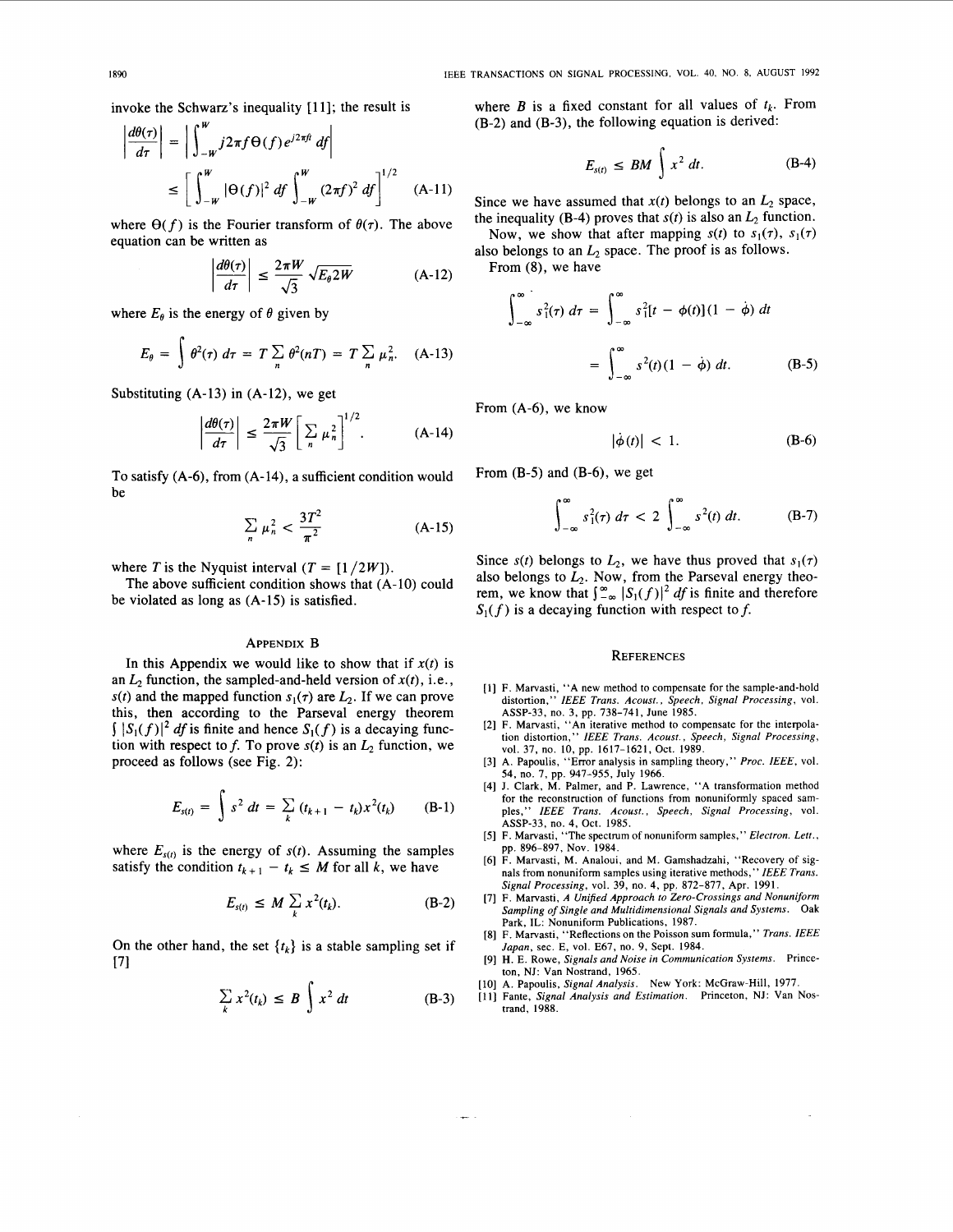invoke the Schwarz's inequality [11]; the result is

$$\left|\frac{d\theta(\tau)}{d\tau}\right| = \left|\int_{-W}^{W} j2\pi f \Theta(f) e^{j2\pi f t}\, df\right| \leq \left[\int_{-W}^{W} |\Theta(f)|^2\, df \int_{-W}^{W} (2\pi f)^2\, df\right]^{1/2} \quad \text{(A-11)}$$

where $\Theta(f)$ is the Fourier transform of $\theta(\tau)$. The above equation can be written as

$$\left|\frac{d\theta(\tau)}{d\tau}\right| \leq \frac{2\pi W}{\sqrt{3}} \sqrt{E_\theta 2W} \quad \text{(A-12)}$$

where $E_\theta$ is the energy of $\theta$ given by

$$E_\theta = \int \theta^2(\tau)\, d\tau = T \sum_n \theta^2(nT) = T \sum_n \mu_n^2. \quad \text{(A-13)}$$

Substituting (A-13) in (A-12), we get

$$\left|\frac{d\theta(\tau)}{d\tau}\right| \leq \frac{2\pi W}{\sqrt{3}} \left[\sum_n \mu_n^2\right]^{1/2}. \quad \text{(A-14)}$$

To satisfy (A-6), from (A-14), a sufficient condition would be

$$\sum_n \mu_n^2 < \frac{3T^2}{\pi^2} \quad \text{(A-15)}$$

where $T$ is the Nyquist interval ($T = [1/2W]$).

The above sufficient condition shows that (A-10) could be violated as long as (A-15) is satisfied.

## Appendix B

In this Appendix we would like to show that if $x(t)$ is an $L_2$ function, the sampled-and-held version of $x(t)$, i.e., $s(t)$ and the mapped function $s_1(\tau)$ are $L_2$. If we can prove this, then according to the Parseval energy theorem $\int |S_1(f)|^2\, df$ is finite and hence $S_1(f)$ is a decaying function with respect to $f$. To prove $s(t)$ is an $L_2$ function, we proceed as follows (see Fig. 2):

$$E_{s(t)} = \int s^2\, dt = \sum_k (t_{k+1} - t_k) x^2(t_k) \quad \text{(B-1)}$$

where $E_{s(t)}$ is the energy of $s(t)$. Assuming the samples satisfy the condition $t_{k+1} - t_k \leq M$ for all $k$, we have

$$E_{s(t)} \leq M \sum_k x^2(t_k). \quad \text{(B-2)}$$

On the other hand, the set $\{t_k\}$ is a stable sampling set if [7]

$$\sum_k x^2(t_k) \leq B \int x^2\, dt \quad \text{(B-3)}$$

where $B$ is a fixed constant for all values of $t_k$. From (B-2) and (B-3), the following equation is derived:

$$E_{s(t)} \leq BM \int x^2\, dt. \quad \text{(B-4)}$$

Since we have assumed that $x(t)$ belongs to an $L_2$ space, the inequality (B-4) proves that $s(t)$ is also an $L_2$ function.

Now, we show that after mapping $s(t)$ to $s_1(\tau)$, $s_1(\tau)$ also belongs to an $L_2$ space. The proof is as follows.

From (8), we have

$$\int_{-\infty}^{\infty} s_1^2(\tau)\, d\tau = \int_{-\infty}^{\infty} s_1^2[t - \phi(t)](1 - \dot{\phi})\, dt = \int_{-\infty}^{\infty} s^2(t)(1 - \dot{\phi})\, dt. \quad \text{(B-5)}$$

From (A-6), we know

$$|\dot{\phi}(t)| < 1. \quad \text{(B-6)}$$

From (B-5) and (B-6), we get

$$\int_{-\infty}^{\infty} s_1^2(\tau)\, d\tau < 2 \int_{-\infty}^{\infty} s^2(t)\, dt. \quad \text{(B-7)}$$

Since $s(t)$ belongs to $L_2$, we have thus proved that $s_1(\tau)$ also belongs to $L_2$. Now, from the Parseval energy theorem, we know that $\int_{-\infty}^{\infty} |S_1(f)|^2\, df$ is finite and therefore $S_1(f)$ is a decaying function with respect to $f$.

## References

[1] F. Marvasti, "A new method to compensate for the sample-and-hold distortion," *IEEE Trans. Acoust., Speech, Signal Processing*, vol. ASSP-33, no. 3, pp. 738-741, June 1985.

[2] F. Marvasti, "An iterative method to compensate for the interpolation distortion," *IEEE Trans. Acoust., Speech, Signal Processing*, vol. 37, no. 10, pp. 1617-1621, Oct. 1989.

[3] A. Papoulis, "Error analysis in sampling theory," *Proc. IEEE*, vol. 54, no. 7, pp. 947-955, July 1966.

[4] J. Clark, M. Palmer, and P. Lawrence, "A transformation method for the reconstruction of functions from nonuniformly spaced samples," *IEEE Trans. Acoust., Speech, Signal Processing*, vol. ASSP-33, no. 4, Oct. 1985.

[5] F. Marvasti, "The spectrum of nonuniform samples," *Electron. Lett.*, pp. 896-897, Nov. 1984.

[6] F. Marvasti, M. Analoui, and M. Gamshadzahi, "Recovery of signals from nonuniform samples using iterative methods," *IEEE Trans. Signal Processing*, vol. 39, no. 4, pp. 872-877, Apr. 1991.

[7] F. Marvasti, *A Unified Approach to Zero-Crossings and Nonuniform Sampling of Single and Multidimensional Signals and Systems*. Oak Park, IL: Nonuniform Publications, 1987.

[8] F. Marvasti, "Reflections on the Poisson sum formula," *Trans. IEEE Japan*, sec. E, vol. E67, no. 9, Sept. 1984.

[9] H. E. Rowe, *Signals and Noise in Communication Systems*. Princeton, NJ: Van Nostrand, 1965.

[10] A. Papoulis, *Signal Analysis*. New York: McGraw-Hill, 1977.

[11] Fante, *Signal Analysis and Estimation*. Princeton, NJ: Van Nostrand, 1988.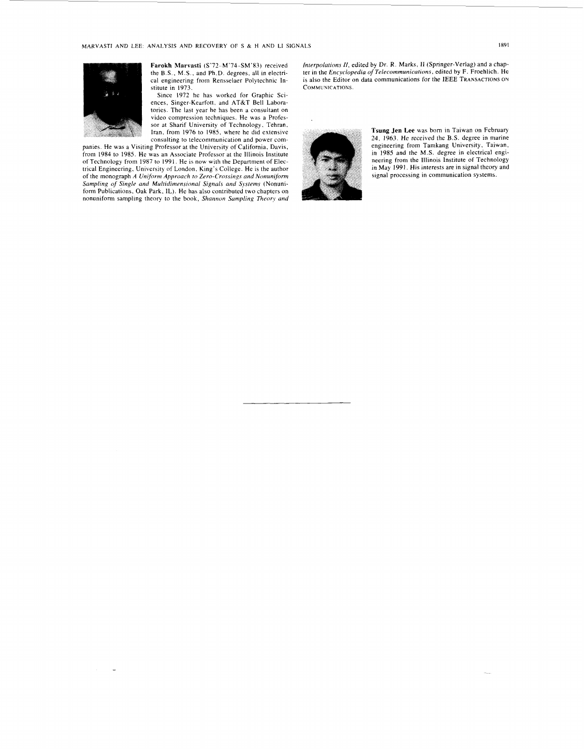**Farokh Marvasti** (S'72–M'74–SM'83) received the B.S., M.S., and Ph.D. degrees, all in electrical engineering from Rensselaer Polytechnic Institute in 1973.

Since 1972 he has worked for Graphic Sciences, Singer-Kearfott, and AT&T Bell Laboratories. The last year he has been a consultant on video compression techniques. He was a Professor at Sharif University of Technology, Tehran, Iran, from 1976 to 1985, where he did extensive consulting to telecommunication and power companies. He was a Visiting Professor at the University of California, Davis, from 1984 to 1985. He was an Associate Professor at the Illinois Institute of Technology from 1987 to 1991. He is now with the Department of Electrical Engineering, University of London, King's College. He is the author of the monograph *A Uniform Approach to Zero-Crossings and Nonuniform Sampling of Single and Multidimensional Signals and Systems* (Nonuniform Publications, Oak Park, IL). He has also contributed two chapters on nonuniform sampling theory to the book, *Shannon Sampling Theory and Interpolations II*, edited by Dr. R. Marks, II (Springer-Verlag) and a chapter in the *Encyclopedia of Telecommunications*, edited by F. Froehlich. He is also the Editor on data communications for the IEEE TRANSACTIONS ON COMMUNICATIONS.

**Tsung Jen Lee** was born in Taiwan on February 24, 1963. He received the B.S. degree in marine engineering from Tamkang University, Taiwan, in 1985 and the M.S. degree in electrical engineering from the Illinois Institute of Technology in May 1991. His interests are in signal theory and signal processing in communication systems.